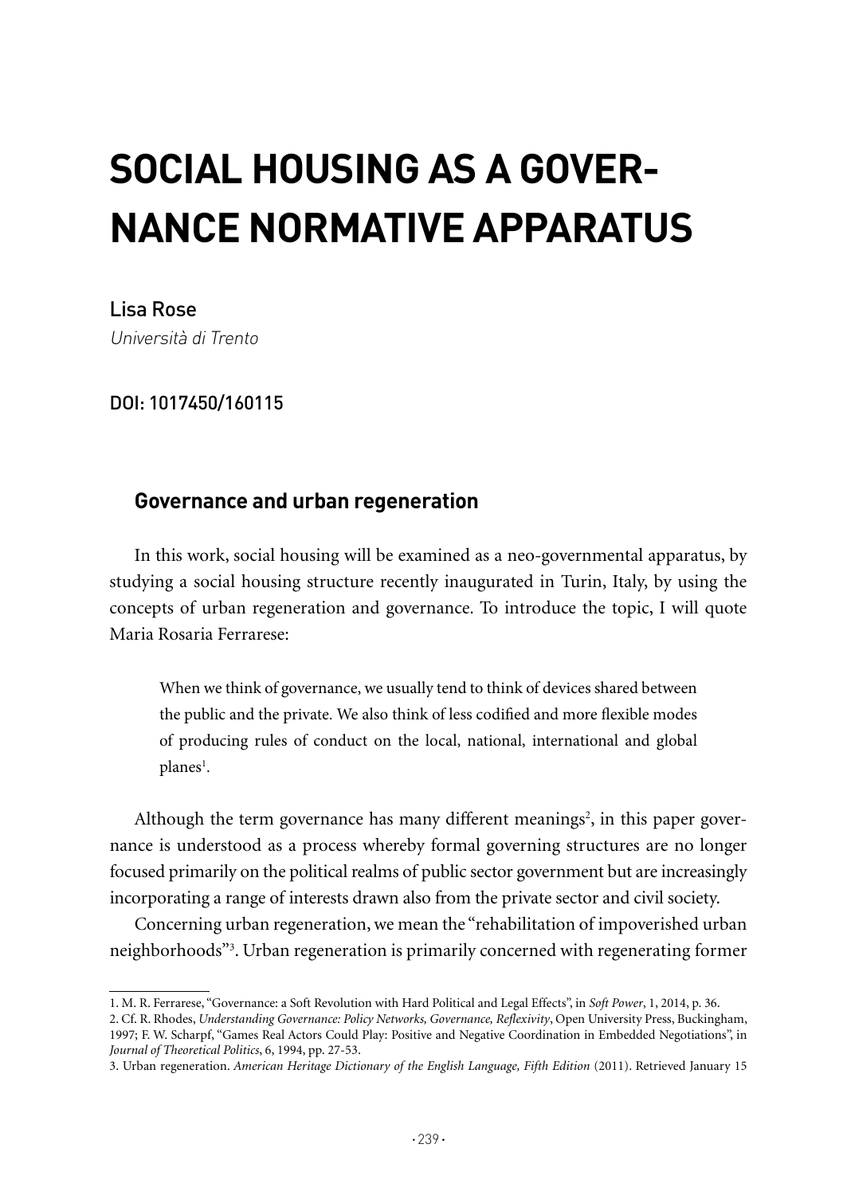# SOCIAL HOUSING AS A GOVERNANCE NORMATIVE APPARATUS

Lisa Rose

*Università di Trento*

DOI: 1017450/160115

## Governance and urban regeneration

In this work, social housing will be examined as a neo-governmental apparatus, by studying a social housing structure recently inaugurated in Turin, Italy, by using the concepts of urban regeneration and governance. To introduce the topic, I will quote Maria Rosaria Ferrarese:

> When we think of governance, we usually tend to think of devices shared between the public and the private. We also think of less codified and more flexible modes of producing rules of conduct on the local, national, international and global planes[1].

Although the term governance has many different meanings[2], in this paper governance is understood as a process whereby formal governing structures are no longer focused primarily on the political realms of public sector government but are increasingly incorporating a range of interests drawn also from the private sector and civil society.

Concerning urban regeneration, we mean the "rehabilitation of impoverished urban neighborhoods"[3]. Urban regeneration is primarily concerned with regenerating former

---

1. M. R. Ferrarese, "Governance: a Soft Revolution with Hard Political and Legal Effects", in *Soft Power*, 1, 2014, p. 36.
2. Cf. R. Rhodes, *Understanding Governance: Policy Networks, Governance, Reflexivity*, Open University Press, Buckingham, 1997; F. W. Scharpf, "Games Real Actors Could Play: Positive and Negative Coordination in Embedded Negotiations", in *Journal of Theoretical Politics*, 6, 1994, pp. 27-53.
3. Urban regeneration. *American Heritage Dictionary of the English Language, Fifth Edition* (2011). Retrieved January 15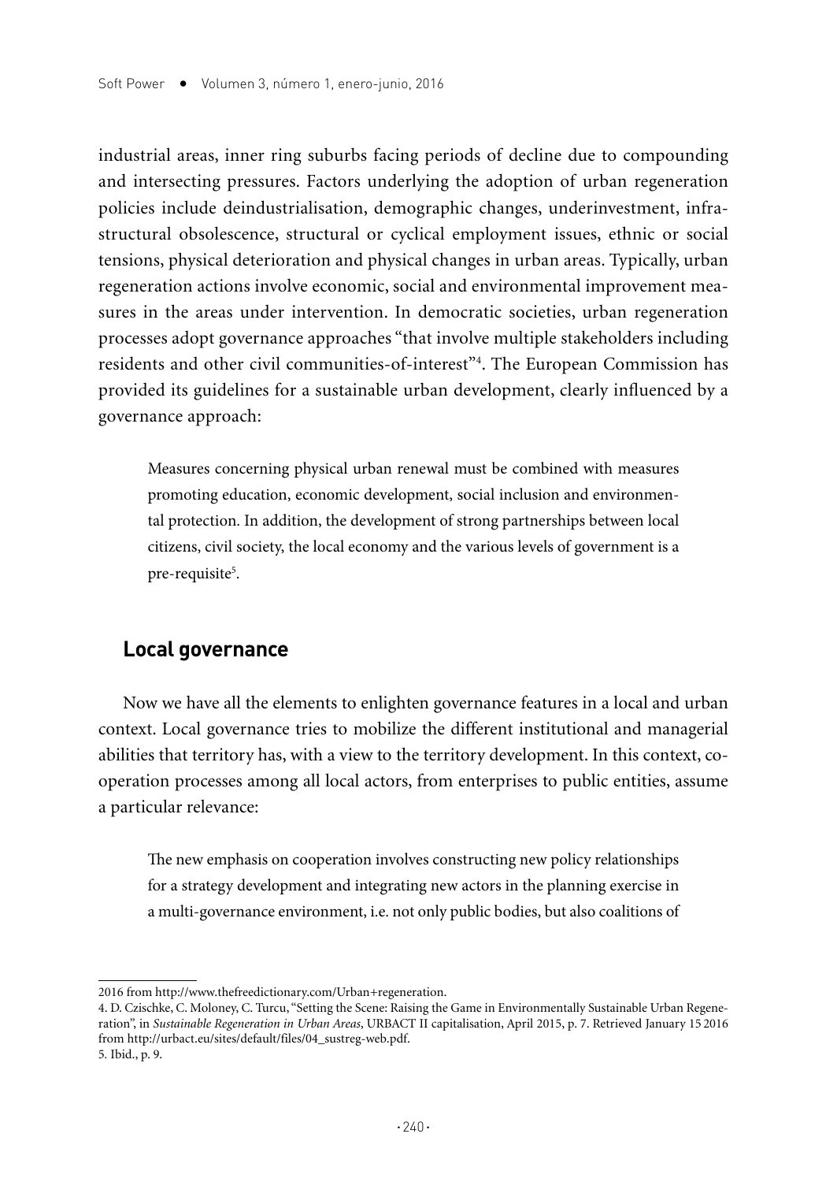industrial areas, inner ring suburbs facing periods of decline due to compounding and intersecting pressures. Factors underlying the adoption of urban regeneration policies include deindustrialisation, demographic changes, underinvestment, infrastructural obsolescence, structural or cyclical employment issues, ethnic or social tensions, physical deterioration and physical changes in urban areas. Typically, urban regeneration actions involve economic, social and environmental improvement measures in the areas under intervention. In democratic societies, urban regeneration processes adopt governance approaches "that involve multiple stakeholders including residents and other civil communities-of-interest"[4]. The European Commission has provided its guidelines for a sustainable urban development, clearly influenced by a governance approach:

> Measures concerning physical urban renewal must be combined with measures promoting education, economic development, social inclusion and environmental protection. In addition, the development of strong partnerships between local citizens, civil society, the local economy and the various levels of government is a pre-requisite[5].

## Local governance

Now we have all the elements to enlighten governance features in a local and urban context. Local governance tries to mobilize the different institutional and managerial abilities that territory has, with a view to the territory development. In this context, cooperation processes among all local actors, from enterprises to public entities, assume a particular relevance:

> The new emphasis on cooperation involves constructing new policy relationships for a strategy development and integrating new actors in the planning exercise in a multi-governance environment, i.e. not only public bodies, but also coalitions of

---

2016 from http://www.thefreedictionary.com/Urban+regeneration.

4. D. Czischke, C. Moloney, C. Turcu, "Setting the Scene: Raising the Game in Environmentally Sustainable Urban Regeneration", in *Sustainable Regeneration in Urban Areas*, URBACT II capitalisation, April 2015, p. 7. Retrieved January 15 2016 from http://urbact.eu/sites/default/files/04_sustreg-web.pdf.

5. Ibid., p. 9.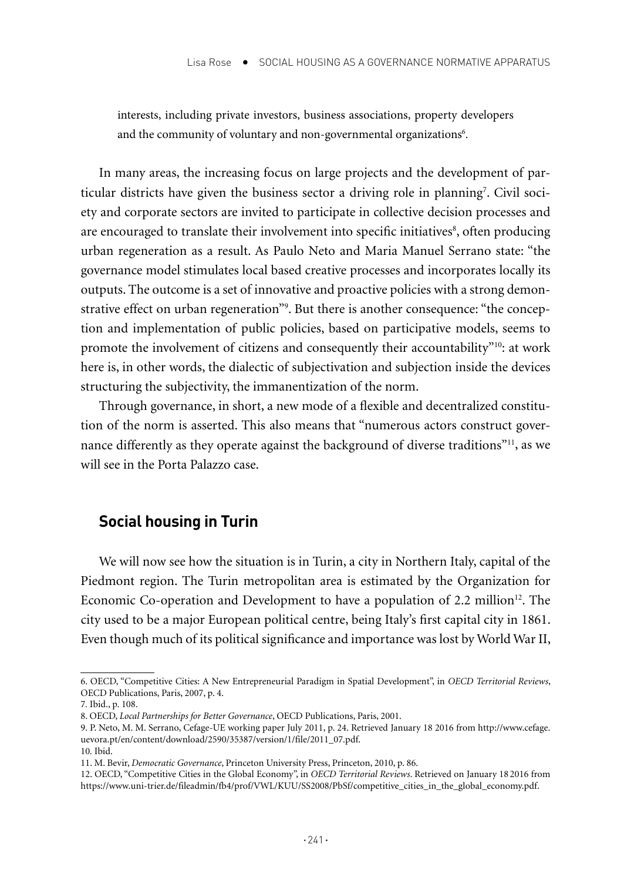> interests, including private investors, business associations, property developers and the community of voluntary and non-governmental organizations[6].

In many areas, the increasing focus on large projects and the development of particular districts have given the business sector a driving role in planning[7]. Civil society and corporate sectors are invited to participate in collective decision processes and are encouraged to translate their involvement into specific initiatives[8], often producing urban regeneration as a result. As Paulo Neto and Maria Manuel Serrano state: "the governance model stimulates local based creative processes and incorporates locally its outputs. The outcome is a set of innovative and proactive policies with a strong demonstrative effect on urban regeneration"[9]. But there is another consequence: "the conception and implementation of public policies, based on participative models, seems to promote the involvement of citizens and consequently their accountability"[10]: at work here is, in other words, the dialectic of subjectivation and subjection inside the devices structuring the subjectivity, the immanentization of the norm.

Through governance, in short, a new mode of a flexible and decentralized constitution of the norm is asserted. This also means that "numerous actors construct governance differently as they operate against the background of diverse traditions"[11], as we will see in the Porta Palazzo case.

## Social housing in Turin

We will now see how the situation is in Turin, a city in Northern Italy, capital of the Piedmont region. The Turin metropolitan area is estimated by the Organization for Economic Co-operation and Development to have a population of 2.2 million[12]. The city used to be a major European political centre, being Italy's first capital city in 1861. Even though much of its political significance and importance was lost by World War II,

---

6. OECD, "Competitive Cities: A New Entrepreneurial Paradigm in Spatial Development", in *OECD Territorial Reviews*, OECD Publications, Paris, 2007, p. 4.

7. Ibid., p. 108.

8. OECD, *Local Partnerships for Better Governance*, OECD Publications, Paris, 2001.

9. P. Neto, M. M. Serrano, Cefage-UE working paper July 2011, p. 24. Retrieved January 18 2016 from http://www.cefage.uevora.pt/en/content/download/2590/35387/version/1/file/2011_07.pdf.

10. Ibid.

11. M. Bevir, *Democratic Governance*, Princeton University Press, Princeton, 2010, p. 86.

12. OECD, "Competitive Cities in the Global Economy", in *OECD Territorial Reviews*. Retrieved on January 18 2016 from https://www.uni-trier.de/fileadmin/fb4/prof/VWL/KUU/SS2008/PbSf/competitive_cities_in_the_global_economy.pdf.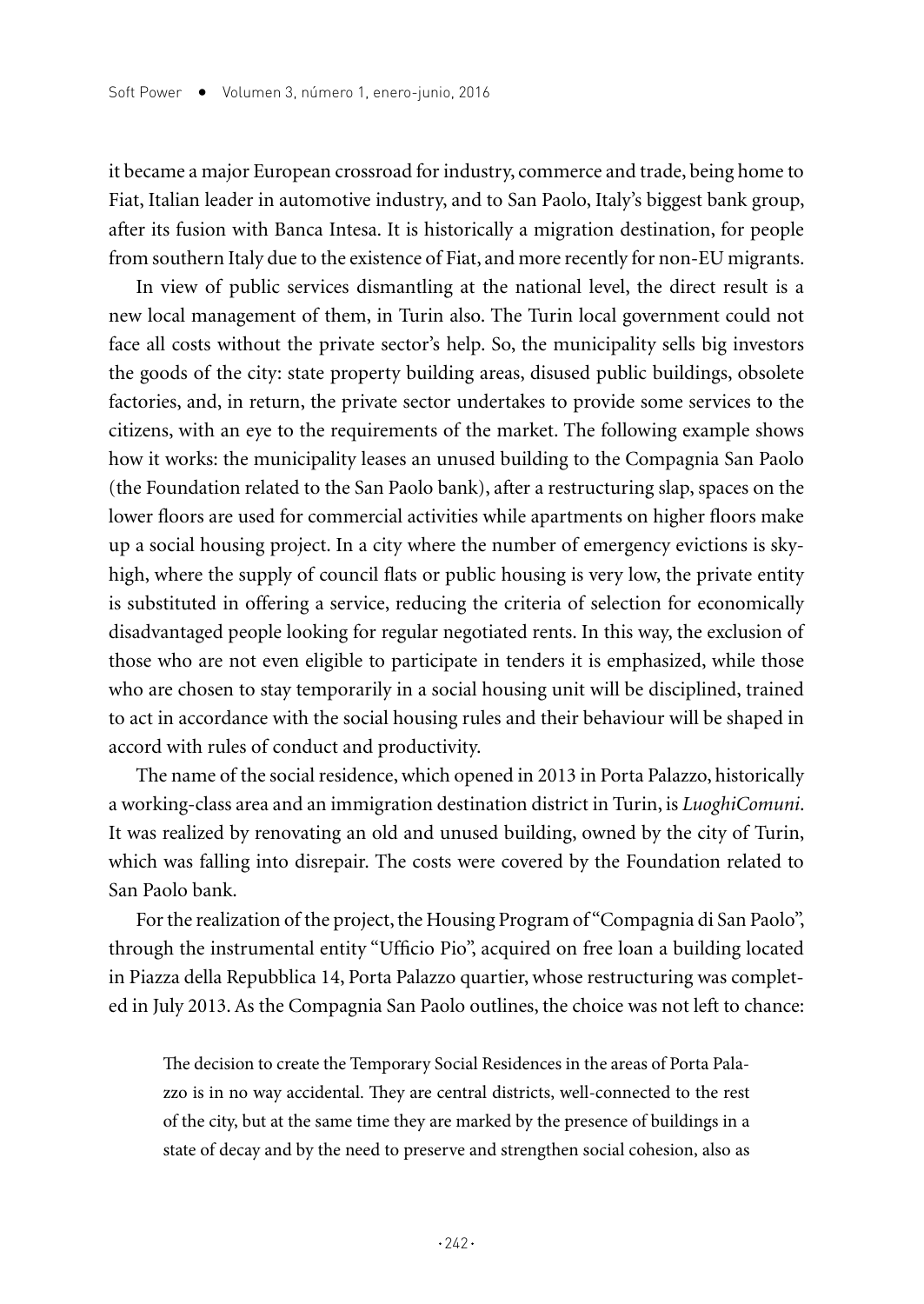it became a major European crossroad for industry, commerce and trade, being home to Fiat, Italian leader in automotive industry, and to San Paolo, Italy's biggest bank group, after its fusion with Banca Intesa. It is historically a migration destination, for people from southern Italy due to the existence of Fiat, and more recently for non-EU migrants.

In view of public services dismantling at the national level, the direct result is a new local management of them, in Turin also. The Turin local government could not face all costs without the private sector's help. So, the municipality sells big investors the goods of the city: state property building areas, disused public buildings, obsolete factories, and, in return, the private sector undertakes to provide some services to the citizens, with an eye to the requirements of the market. The following example shows how it works: the municipality leases an unused building to the Compagnia San Paolo (the Foundation related to the San Paolo bank), after a restructuring slap, spaces on the lower floors are used for commercial activities while apartments on higher floors make up a social housing project. In a city where the number of emergency evictions is sky-high, where the supply of council flats or public housing is very low, the private entity is substituted in offering a service, reducing the criteria of selection for economically disadvantaged people looking for regular negotiated rents. In this way, the exclusion of those who are not even eligible to participate in tenders it is emphasized, while those who are chosen to stay temporarily in a social housing unit will be disciplined, trained to act in accordance with the social housing rules and their behaviour will be shaped in accord with rules of conduct and productivity.

The name of the social residence, which opened in 2013 in Porta Palazzo, historically a working-class area and an immigration destination district in Turin, is *LuoghiComuni*. It was realized by renovating an old and unused building, owned by the city of Turin, which was falling into disrepair. The costs were covered by the Foundation related to San Paolo bank.

For the realization of the project, the Housing Program of "Compagnia di San Paolo", through the instrumental entity "Ufficio Pio", acquired on free loan a building located in Piazza della Repubblica 14, Porta Palazzo quartier, whose restructuring was completed in July 2013. As the Compagnia San Paolo outlines, the choice was not left to chance:

> The decision to create the Temporary Social Residences in the areas of Porta Palazzo is in no way accidental. They are central districts, well-connected to the rest of the city, but at the same time they are marked by the presence of buildings in a state of decay and by the need to preserve and strengthen social cohesion, also as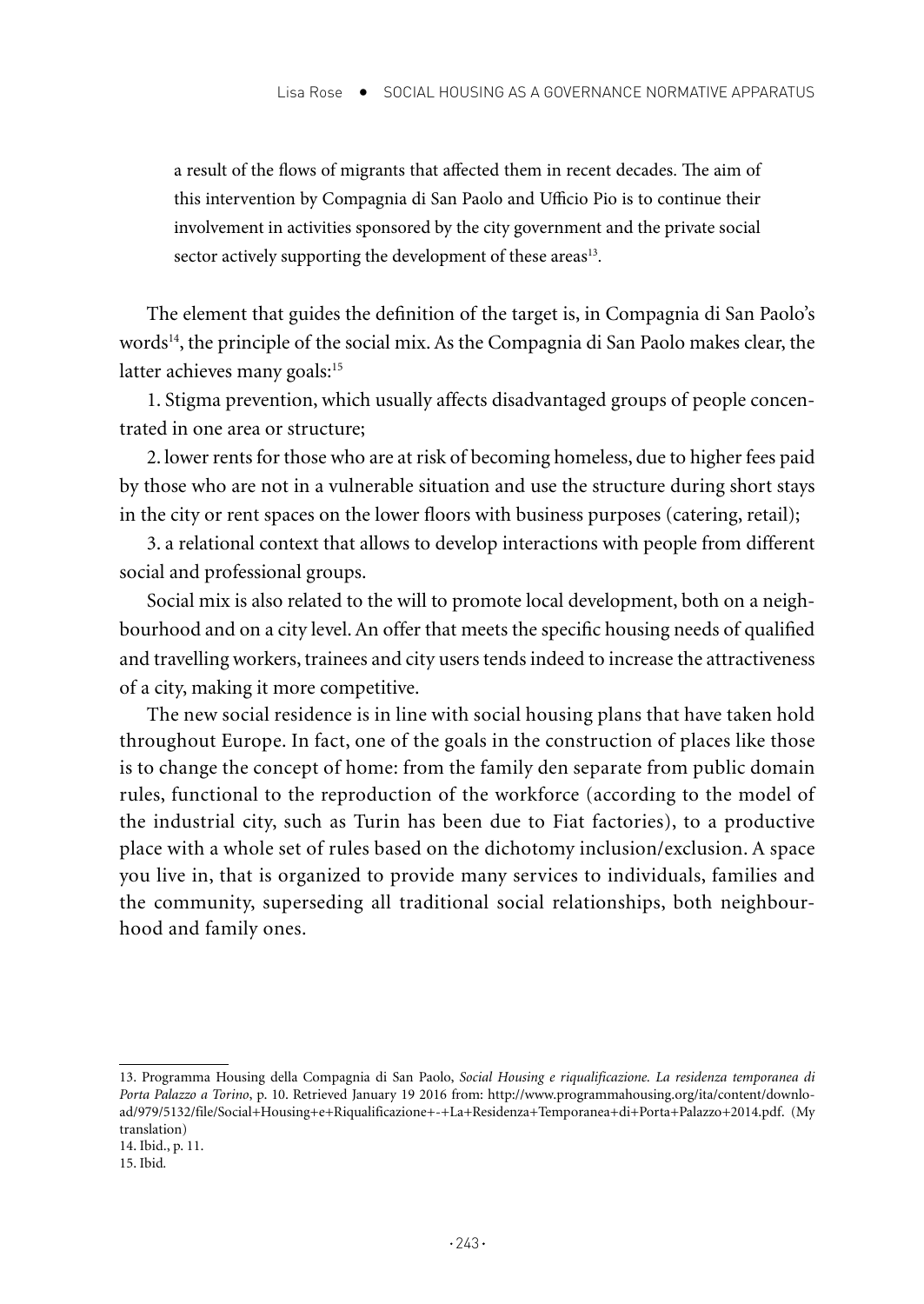> a result of the flows of migrants that affected them in recent decades. The aim of this intervention by Compagnia di San Paolo and Ufficio Pio is to continue their involvement in activities sponsored by the city government and the private social sector actively supporting the development of these areas[13].

The element that guides the definition of the target is, in Compagnia di San Paolo's words[14], the principle of the social mix. As the Compagnia di San Paolo makes clear, the latter achieves many goals:[15]

1. Stigma prevention, which usually affects disadvantaged groups of people concentrated in one area or structure;

2. lower rents for those who are at risk of becoming homeless, due to higher fees paid by those who are not in a vulnerable situation and use the structure during short stays in the city or rent spaces on the lower floors with business purposes (catering, retail);

3. a relational context that allows to develop interactions with people from different social and professional groups.

Social mix is also related to the will to promote local development, both on a neighbourhood and on a city level. An offer that meets the specific housing needs of qualified and travelling workers, trainees and city users tends indeed to increase the attractiveness of a city, making it more competitive.

The new social residence is in line with social housing plans that have taken hold throughout Europe. In fact, one of the goals in the construction of places like those is to change the concept of home: from the family den separate from public domain rules, functional to the reproduction of the workforce (according to the model of the industrial city, such as Turin has been due to Fiat factories), to a productive place with a whole set of rules based on the dichotomy inclusion/exclusion. A space you live in, that is organized to provide many services to individuals, families and the community, superseding all traditional social relationships, both neighbourhood and family ones.

---

13. Programma Housing della Compagnia di San Paolo, *Social Housing e riqualificazione. La residenza temporanea di Porta Palazzo a Torino*, p. 10. Retrieved January 19 2016 from: http://www.programmahousing.org/ita/content/download/979/5132/file/Social+Housing+e+Riqualificazione+-+La+Residenza+Temporanea+di+Porta+Palazzo+2014.pdf. (My translation)

14. Ibid., p. 11.

15. Ibid.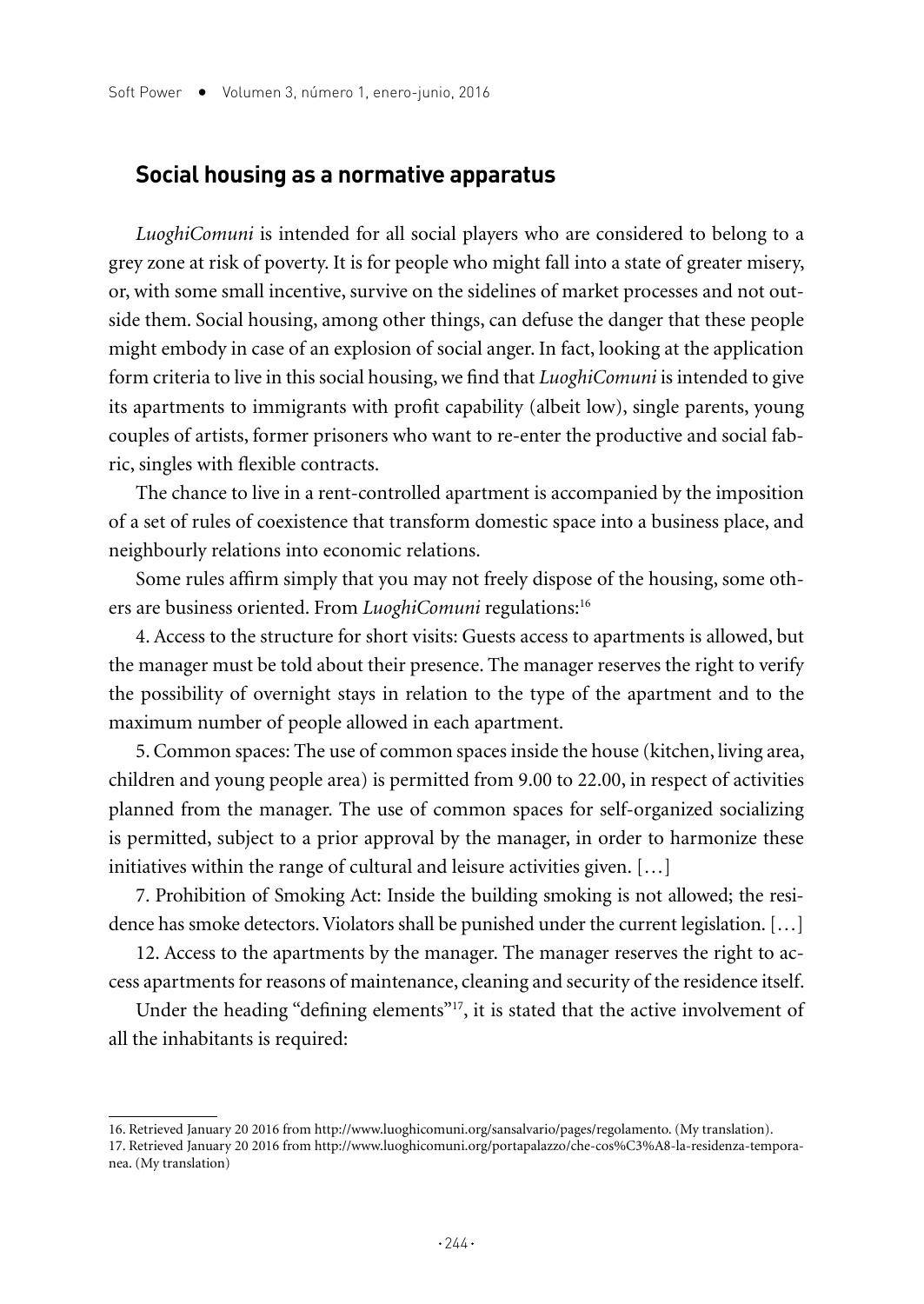## Social housing as a normative apparatus

*LuoghiComuni* is intended for all social players who are considered to belong to a grey zone at risk of poverty. It is for people who might fall into a state of greater misery, or, with some small incentive, survive on the sidelines of market processes and not outside them. Social housing, among other things, can defuse the danger that these people might embody in case of an explosion of social anger. In fact, looking at the application form criteria to live in this social housing, we find that *LuoghiComuni* is intended to give its apartments to immigrants with profit capability (albeit low), single parents, young couples of artists, former prisoners who want to re-enter the productive and social fabric, singles with flexible contracts.

The chance to live in a rent-controlled apartment is accompanied by the imposition of a set of rules of coexistence that transform domestic space into a business place, and neighbourly relations into economic relations.

Some rules affirm simply that you may not freely dispose of the housing, some others are business oriented. From *LuoghiComuni* regulations:[16]

4. Access to the structure for short visits: Guests access to apartments is allowed, but the manager must be told about their presence. The manager reserves the right to verify the possibility of overnight stays in relation to the type of the apartment and to the maximum number of people allowed in each apartment.

5. Common spaces: The use of common spaces inside the house (kitchen, living area, children and young people area) is permitted from 9.00 to 22.00, in respect of activities planned from the manager. The use of common spaces for self-organized socializing is permitted, subject to a prior approval by the manager, in order to harmonize these initiatives within the range of cultural and leisure activities given. […]

7. Prohibition of Smoking Act: Inside the building smoking is not allowed; the residence has smoke detectors. Violators shall be punished under the current legislation. […]

12. Access to the apartments by the manager. The manager reserves the right to access apartments for reasons of maintenance, cleaning and security of the residence itself.

Under the heading "defining elements"[17], it is stated that the active involvement of all the inhabitants is required:

---

16. Retrieved January 20 2016 from http://www.luoghicomuni.org/sansalvario/pages/regolamento. (My translation).

17. Retrieved January 20 2016 from http://www.luoghicomuni.org/portapalazzo/che-cos%C3%A8-la-residenza-temporanea. (My translation)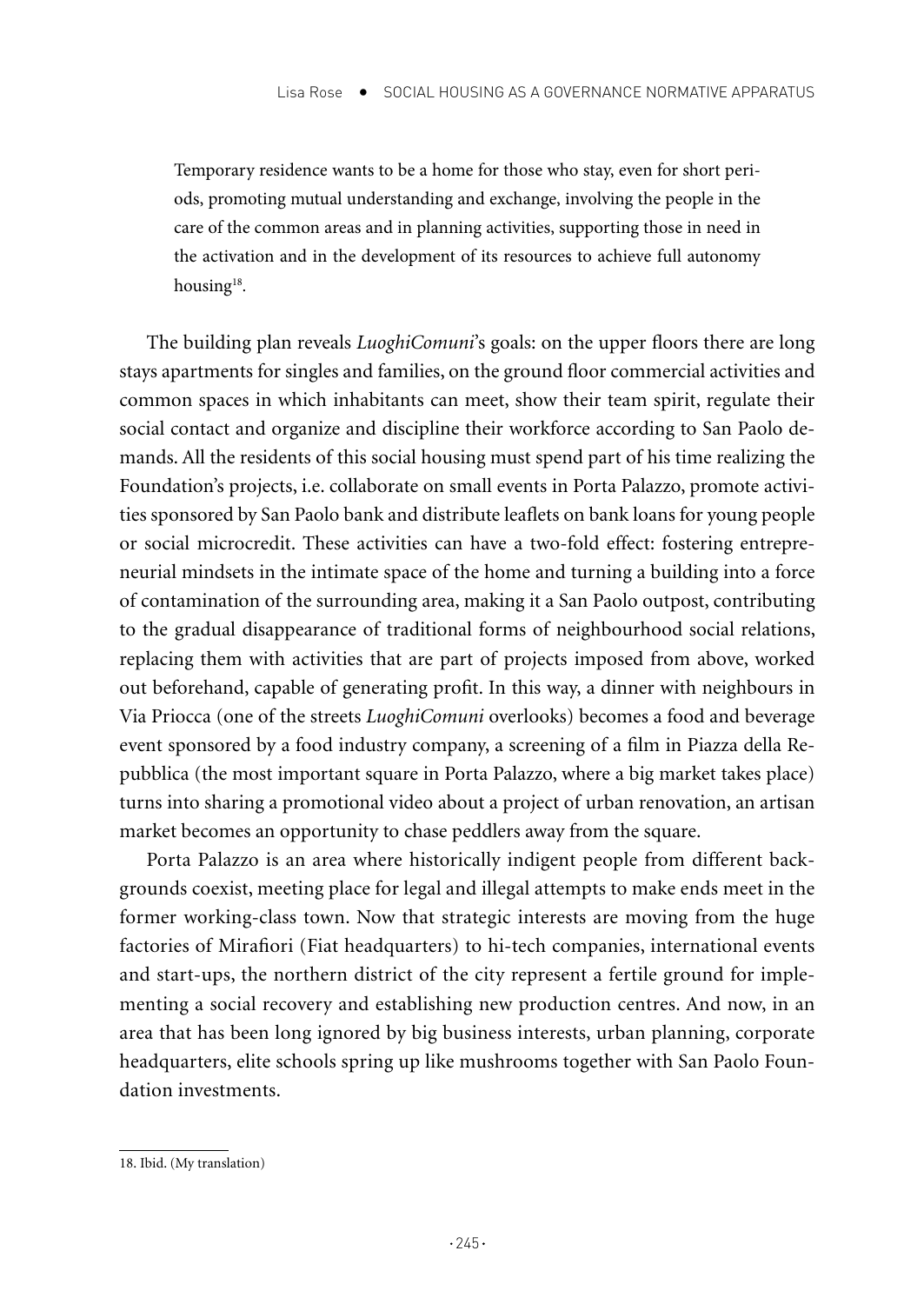> Temporary residence wants to be a home for those who stay, even for short periods, promoting mutual understanding and exchange, involving the people in the care of the common areas and in planning activities, supporting those in need in the activation and in the development of its resources to achieve full autonomy housing[18].

The building plan reveals *LuoghiComuni*'s goals: on the upper floors there are long stays apartments for singles and families, on the ground floor commercial activities and common spaces in which inhabitants can meet, show their team spirit, regulate their social contact and organize and discipline their workforce according to San Paolo demands. All the residents of this social housing must spend part of his time realizing the Foundation's projects, i.e. collaborate on small events in Porta Palazzo, promote activities sponsored by San Paolo bank and distribute leaflets on bank loans for young people or social microcredit. These activities can have a two-fold effect: fostering entrepreneurial mindsets in the intimate space of the home and turning a building into a force of contamination of the surrounding area, making it a San Paolo outpost, contributing to the gradual disappearance of traditional forms of neighbourhood social relations, replacing them with activities that are part of projects imposed from above, worked out beforehand, capable of generating profit. In this way, a dinner with neighbours in Via Priocca (one of the streets *LuoghiComuni* overlooks) becomes a food and beverage event sponsored by a food industry company, a screening of a film in Piazza della Repubblica (the most important square in Porta Palazzo, where a big market takes place) turns into sharing a promotional video about a project of urban renovation, an artisan market becomes an opportunity to chase peddlers away from the square.

Porta Palazzo is an area where historically indigent people from different backgrounds coexist, meeting place for legal and illegal attempts to make ends meet in the former working-class town. Now that strategic interests are moving from the huge factories of Mirafiori (Fiat headquarters) to hi-tech companies, international events and start-ups, the northern district of the city represent a fertile ground for implementing a social recovery and establishing new production centres. And now, in an area that has been long ignored by big business interests, urban planning, corporate headquarters, elite schools spring up like mushrooms together with San Paolo Foundation investments.

---

18. Ibid. (My translation)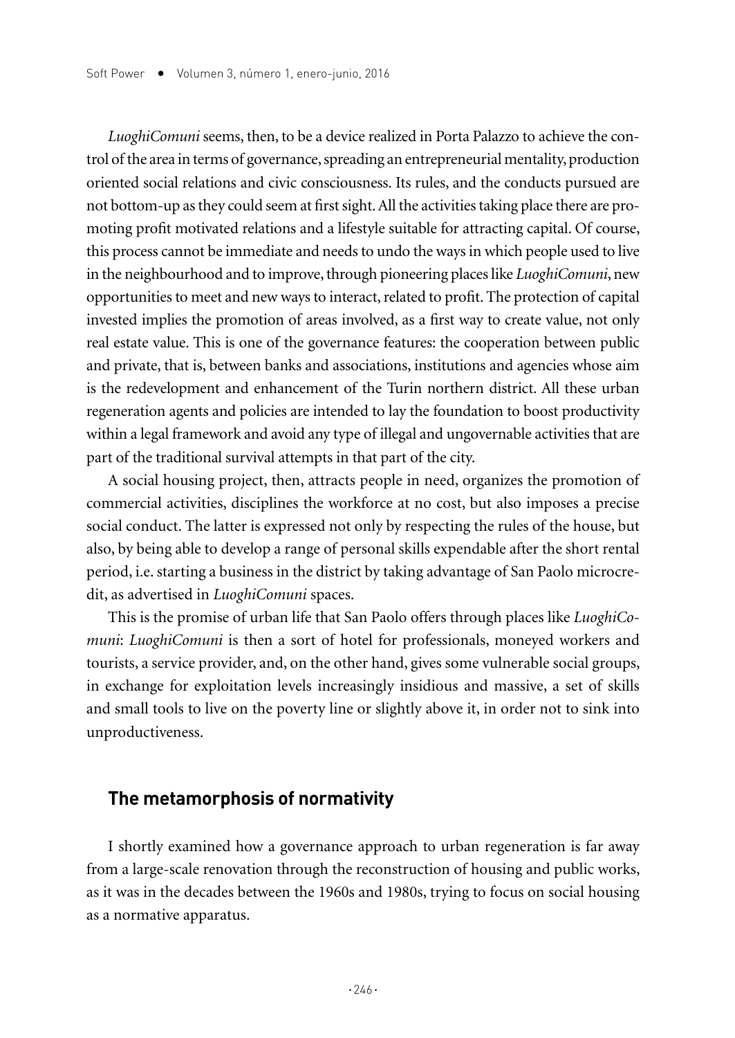*LuoghiComuni* seems, then, to be a device realized in Porta Palazzo to achieve the control of the area in terms of governance, spreading an entrepreneurial mentality, production oriented social relations and civic consciousness. Its rules, and the conducts pursued are not bottom-up as they could seem at first sight. All the activities taking place there are promoting profit motivated relations and a lifestyle suitable for attracting capital. Of course, this process cannot be immediate and needs to undo the ways in which people used to live in the neighbourhood and to improve, through pioneering places like *LuoghiComuni*, new opportunities to meet and new ways to interact, related to profit. The protection of capital invested implies the promotion of areas involved, as a first way to create value, not only real estate value. This is one of the governance features: the cooperation between public and private, that is, between banks and associations, institutions and agencies whose aim is the redevelopment and enhancement of the Turin northern district. All these urban regeneration agents and policies are intended to lay the foundation to boost productivity within a legal framework and avoid any type of illegal and ungovernable activities that are part of the traditional survival attempts in that part of the city.

A social housing project, then, attracts people in need, organizes the promotion of commercial activities, disciplines the workforce at no cost, but also imposes a precise social conduct. The latter is expressed not only by respecting the rules of the house, but also, by being able to develop a range of personal skills expendable after the short rental period, i.e. starting a business in the district by taking advantage of San Paolo microcredit, as advertised in *LuoghiComuni* spaces.

This is the promise of urban life that San Paolo offers through places like *LuoghiComuni*: *LuoghiComuni* is then a sort of hotel for professionals, moneyed workers and tourists, a service provider, and, on the other hand, gives some vulnerable social groups, in exchange for exploitation levels increasingly insidious and massive, a set of skills and small tools to live on the poverty line or slightly above it, in order not to sink into unproductiveness.

## The metamorphosis of normativity

I shortly examined how a governance approach to urban regeneration is far away from a large-scale renovation through the reconstruction of housing and public works, as it was in the decades between the 1960s and 1980s, trying to focus on social housing as a normative apparatus.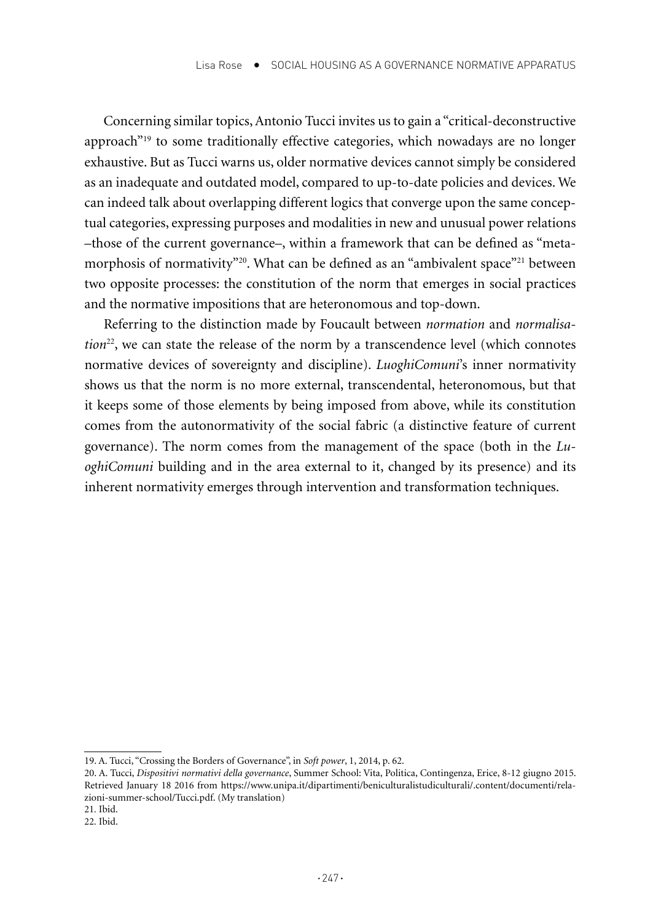Concerning similar topics, Antonio Tucci invites us to gain a "critical-deconstructive approach"[19] to some traditionally effective categories, which nowadays are no longer exhaustive. But as Tucci warns us, older normative devices cannot simply be considered as an inadequate and outdated model, compared to up-to-date policies and devices. We can indeed talk about overlapping different logics that converge upon the same conceptual categories, expressing purposes and modalities in new and unusual power relations –those of the current governance–, within a framework that can be defined as "metamorphosis of normativity"[20]. What can be defined as an "ambivalent space"[21] between two opposite processes: the constitution of the norm that emerges in social practices and the normative impositions that are heteronomous and top-down.

Referring to the distinction made by Foucault between *normation* and *normalisation*[22], we can state the release of the norm by a transcendence level (which connotes normative devices of sovereignty and discipline). *LuoghiComuni*'s inner normativity shows us that the norm is no more external, transcendental, heteronomous, but that it keeps some of those elements by being imposed from above, while its constitution comes from the autonormativity of the social fabric (a distinctive feature of current governance). The norm comes from the management of the space (both in the *LuoghiComuni* building and in the area external to it, changed by its presence) and its inherent normativity emerges through intervention and transformation techniques.

---

19. A. Tucci, "Crossing the Borders of Governance", in *Soft power*, 1, 2014, p. 62.

20. A. Tucci, *Dispositivi normativi della governance*, Summer School: Vita, Politica, Contingenza, Erice, 8-12 giugno 2015. Retrieved January 18 2016 from https://www.unipa.it/dipartimenti/beniculturalistudiculturali/.content/documenti/relazioni-summer-school/Tucci.pdf. (My translation)

21. Ibid.

22. Ibid.